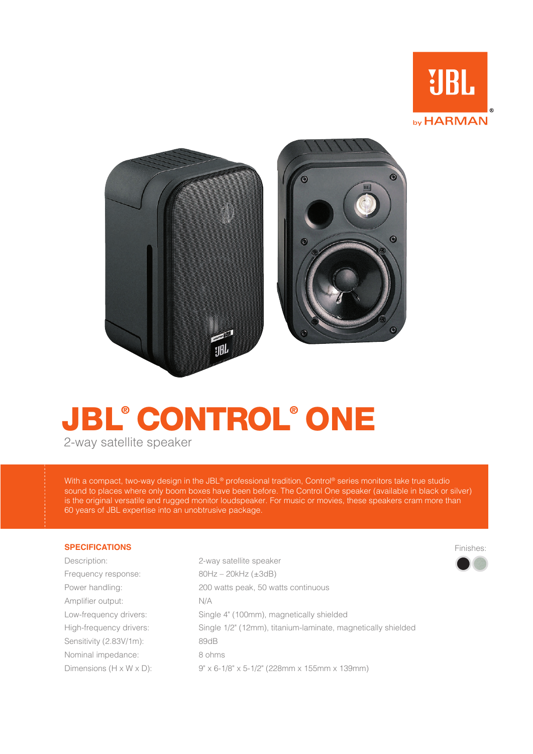JBL by HARMAN

# JBL® CONTROL® ONE

2-way satellite speaker

With a compact, two-way design in the JBL® professional tradition, Control® series monitors take true studio sound to places where only boom boxes have been before. The Control One speaker (available in black or silver) is the original versatile and rugged monitor loudspeaker. For music or movies, these speakers cram more than 60 years of JBL expertise into an unobtrusive package.

## SPECIFICATIONS

Finishes: black, silver

| | |
|---|---|
| Description: | 2-way satellite speaker |
| Frequency response: | 80Hz – 20kHz (±3dB) |
| Power handling: | 200 watts peak, 50 watts continuous |
| Amplifier output: | N/A |
| Low-frequency drivers: | Single 4" (100mm), magnetically shielded |
| High-frequency drivers: | Single 1/2" (12mm), titanium-laminate, magnetically shielded |
| Sensitivity (2.83V/1m): | 89dB |
| Nominal impedance: | 8 ohms |
| Dimensions (H x W x D): | 9" x 6-1/8" x 5-1/2" (228mm x 155mm x 139mm) |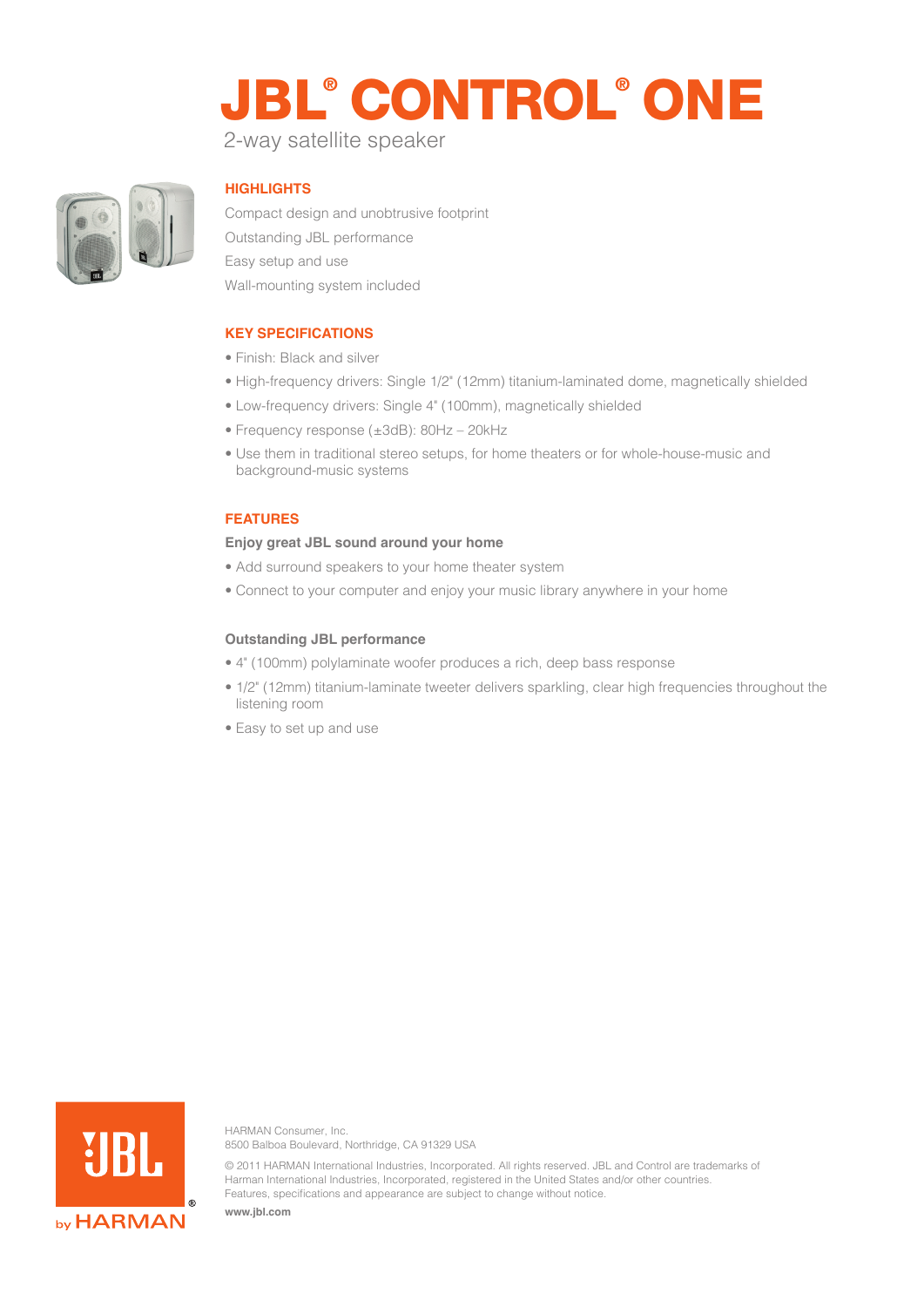# JBL® CONTROL® ONE

2-way satellite speaker

## HIGHLIGHTS

Compact design and unobtrusive footprint

Outstanding JBL performance

Easy setup and use

Wall-mounting system included

## KEY SPECIFICATIONS

- Finish: Black and silver
- High-frequency drivers: Single 1/2" (12mm) titanium-laminated dome, magnetically shielded
- Low-frequency drivers: Single 4" (100mm), magnetically shielded
- Frequency response (±3dB): 80Hz – 20kHz
- Use them in traditional stereo setups, for home theaters or for whole-house-music and background-music systems

## FEATURES

### Enjoy great JBL sound around your home

- Add surround speakers to your home theater system
- Connect to your computer and enjoy your music library anywhere in your home

### Outstanding JBL performance

- 4" (100mm) polylaminate woofer produces a rich, deep bass response
- 1/2" (12mm) titanium-laminate tweeter delivers sparkling, clear high frequencies throughout the listening room
- Easy to set up and use

JBL® by HARMAN

HARMAN Consumer, Inc.
8500 Balboa Boulevard, Northridge, CA 91329 USA

© 2011 HARMAN International Industries, Incorporated. All rights reserved. JBL and Control are trademarks of Harman International Industries, Incorporated, registered in the United States and/or other countries.
Features, specifications and appearance are subject to change without notice.

**www.jbl.com**